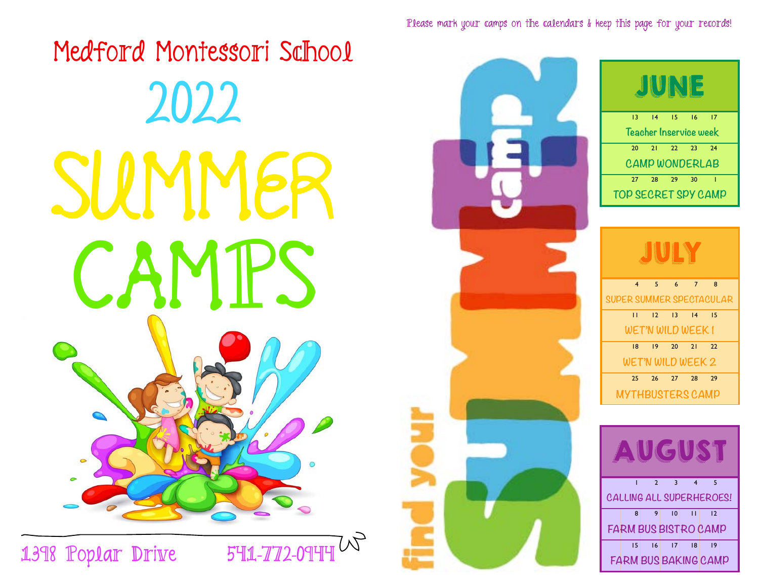Please mark your camps on the calendars & keep this page for your records!

# Medford Montessori School

# 2022

# SUMMER CAMPS

1398 Poplar Drive 541-772-0944

find your SUMMER camp

## JUNE

| Dates | Camp |
|---|---|
| 13 14 15 16 17 | Teacher Inservice week |
| 20 21 22 23 24 | CAMP WONDERLAB |
| 27 28 29 30 1 | TOP SECRET SPY CAMP |

## JULY

| Dates | Camp |
|---|---|
| 4 5 6 7 8 | SUPER SUMMER SPECTACULAR |
| 11 12 13 14 15 | WET'N WILD WEEK 1 |
| 18 19 20 21 22 | WET'N WILD WEEK 2 |
| 25 26 27 28 29 | MYTHBUSTERS CAMP |

## AUGUST

| Dates | Camp |
|---|---|
| 1 2 3 4 5 | CALLING ALL SUPERHEROES! |
| 8 9 10 11 12 | FARM BUS BISTRO CAMP |
| 15 16 17 18 19 | FARM BUS BAKING CAMP |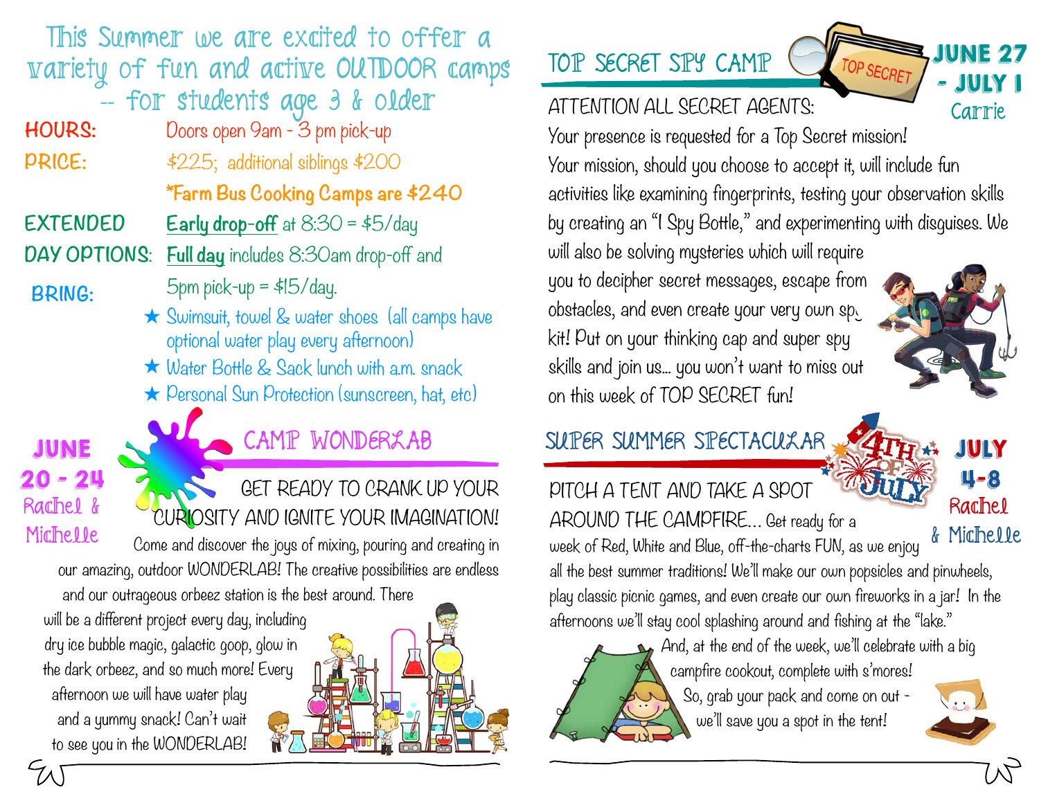This Summer we are excited to offer a variety of fun and active OUTDOOR camps -- for students age 3 & older

**HOURS:** Doors open 9am - 3 pm pick-up

**PRICE:** $225; additional siblings $200

*Farm Bus Cooking Camps are $240

**EXTENDED DAY OPTIONS:** Early drop-off at 8:30 = $5/day

Full day includes 8:30am drop-off and 5pm pick-up = $15/day.

**BRING:**

- ★ Swimsuit, towel & water shoes (all camps have optional water play every afternoon)
- ★ Water Bottle & Sack lunch with a.m. snack
- ★ Personal Sun Protection (sunscreen, hat, etc)

## CAMP WONDERLAB

**JUNE 20 - 24**
Rachel & Michelle

GET READY TO CRANK UP YOUR CURIOSITY AND IGNITE YOUR IMAGINATION! Come and discover the joys of mixing, pouring and creating in our amazing, outdoor WONDERLAB! The creative possibilities are endless and our outrageous orbeez station is the best around. There will be a different project every day, including dry ice bubble magic, galactic goop, glow in the dark orbeez, and so much more! Every afternoon we will have water play and a yummy snack! Can't wait to see you in the WONDERLAB!

## TOP SECRET SPY CAMP

**JUNE 27 - JULY 1**
Carrie

ATTENTION ALL SECRET AGENTS:

Your presence is requested for a Top Secret mission! Your mission, should you choose to accept it, will include fun activities like examining fingerprints, testing your observation skills by creating an "I Spy Bottle," and experimenting with disguises. We will also be solving mysteries which will require you to decipher secret messages, escape from obstacles, and even create your very own spy kit! Put on your thinking cap and super spy skills and join us... you won't want to miss out on this week of TOP SECRET fun!

## SUPER SUMMER SPECTACULAR

**JULY 4-8**
Rachel & Michelle

PITCH A TENT AND TAKE A SPOT AROUND THE CAMPFIRE... Get ready for a week of Red, White and Blue, off-the-charts FUN, as we enjoy all the best summer traditions! We'll make our own popsicles and pinwheels, play classic picnic games, and even create our own fireworks in a jar! In the afternoons we'll stay cool splashing around and fishing at the "lake." And, at the end of the week, we'll celebrate with a big campfire cookout, complete with s'mores! So, grab your pack and come on out - we'll save you a spot in the tent!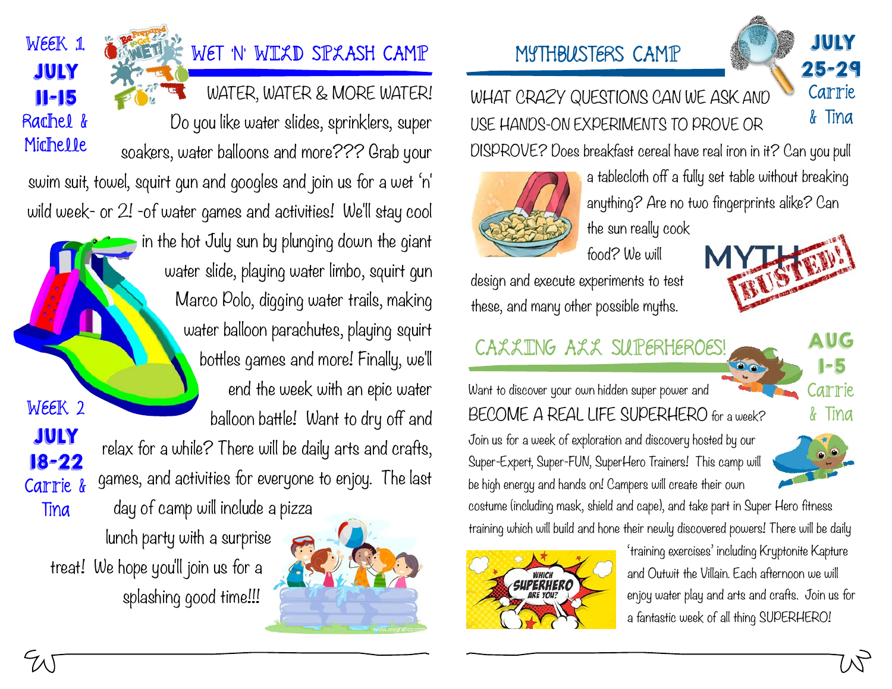Week 1
**JULY 11-15**
Rachel & Michelle

## WET 'N' WILD SPLASH CAMP

WATER, WATER & MORE WATER!

Do you like water slides, sprinklers, super soakers, water balloons and more??? Grab your swim suit, towel, squirt gun and googles and join us for a wet 'n' wild week- or 2! -of water games and activities! We'll stay cool in the hot July sun by plunging down the giant water slide, playing water limbo, squirt gun Marco Polo, digging water trails, making water balloon parachutes, playing squirt bottles games and more! Finally, we'll end the week with an epic water balloon battle! Want to dry off and relax for a while? There will be daily arts and crafts, games, and activities for everyone to enjoy. The last day of camp will include a pizza lunch party with a surprise treat! We hope you'll join us for a splashing good time!!!

Week 2
**JULY 18-22**
Carrie & Tina

## MYTHBUSTERS CAMP

**JULY 25-29**
Carrie & Tina

WHAT CRAZY QUESTIONS CAN WE ASK AND USE HANDS-ON EXPERIMENTS TO PROVE OR DISPROVE? Does breakfast cereal have real iron in it? Can you pull a tablecloth off a fully set table without breaking anything? Are no two fingerprints alike? Can the sun really cook food? We will design and execute experiments to test these, and many other possible myths.

## CALLING ALL SUPERHEROES!

**AUG 1-5**
Carrie & Tina

Want to discover your own hidden super power and BECOME A REAL LIFE SUPERHERO for a week? Join us for a week of exploration and discovery hosted by our Super-Expert, Super-FUN, SuperHero Trainers! This camp will be high energy and hands on! Campers will create their own costume (including mask, shield and cape), and take part in Super Hero fitness training which will build and hone their newly discovered powers! There will be daily 'training exercises' including Kryptonite Kapture and Outwit the Villain. Each afternoon we will enjoy water play and arts and crafts. Join us for a fantastic week of all thing SUPERHERO!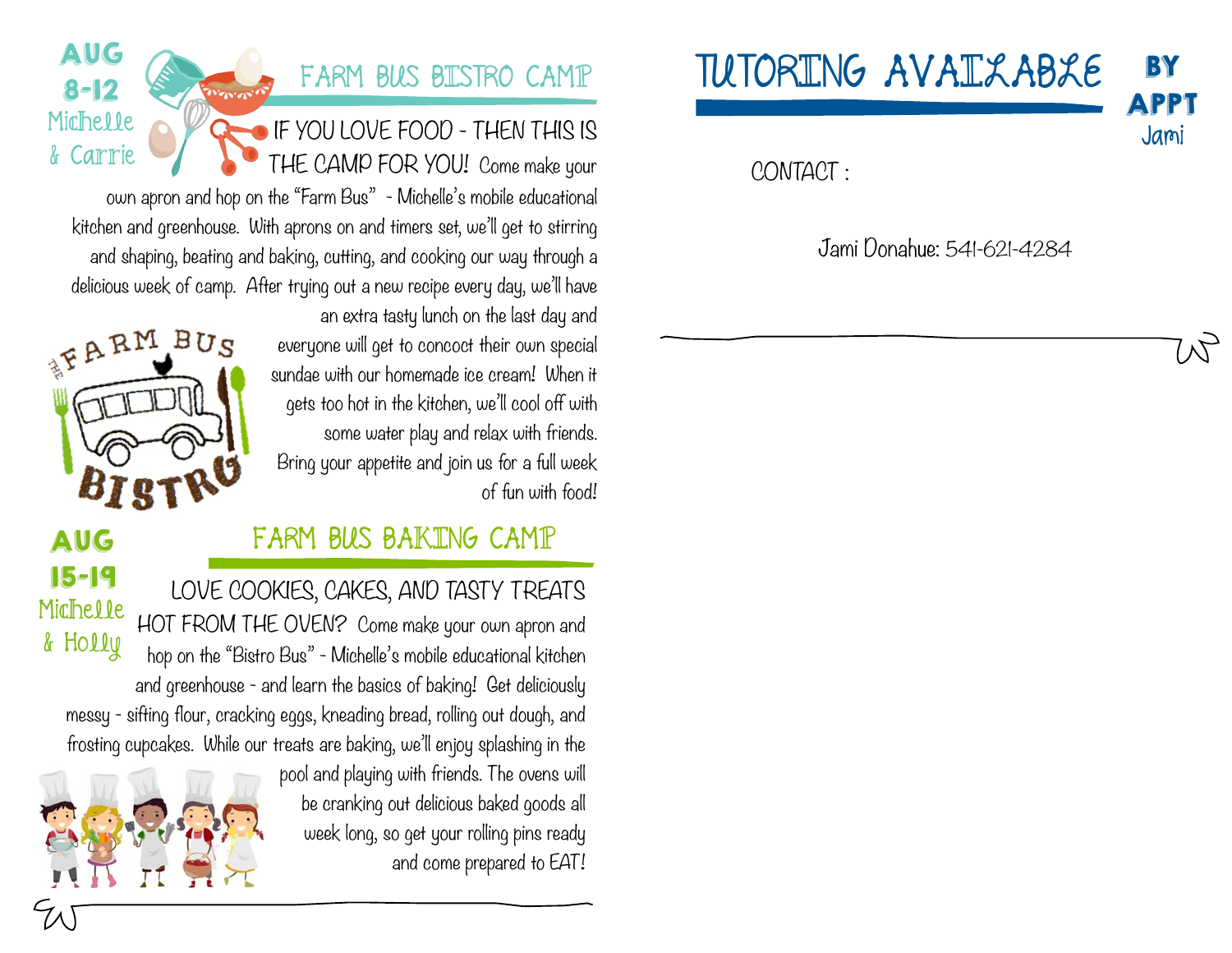**AUG 8-12**
Michelle & Carrie

## FARM BUS BISTRO CAMP

IF YOU LOVE FOOD - THEN THIS IS THE CAMP FOR YOU! Come make your own apron and hop on the "Farm Bus" - Michelle's mobile educational kitchen and greenhouse. With aprons on and timers set, we'll get to stirring and shaping, beating and baking, cutting, and cooking our way through a delicious week of camp. After trying out a new recipe every day, we'll have an extra tasty lunch on the last day and everyone will get to concoct their own special sundae with our homemade ice cream! When it gets too hot in the kitchen, we'll cool off with some water play and relax with friends. Bring your appetite and join us for a full week of fun with food!

**AUG 15-19**
Michelle & Holly

## FARM BUS BAKING CAMP

LOVE COOKIES, CAKES, AND TASTY TREATS HOT FROM THE OVEN? Come make your own apron and hop on the "Bistro Bus" - Michelle's mobile educational kitchen and greenhouse - and learn the basics of baking! Get deliciously messy - sifting flour, cracking eggs, kneading bread, rolling out dough, and frosting cupcakes. While our treats are baking, we'll enjoy splashing in the pool and playing with friends. The ovens will be cranking out delicious baked goods all week long, so get your rolling pins ready and come prepared to EAT!

## TUTORING AVAILABLE

**BY APPT**
Jami

CONTACT :

Jami Donahue: 541-621-4284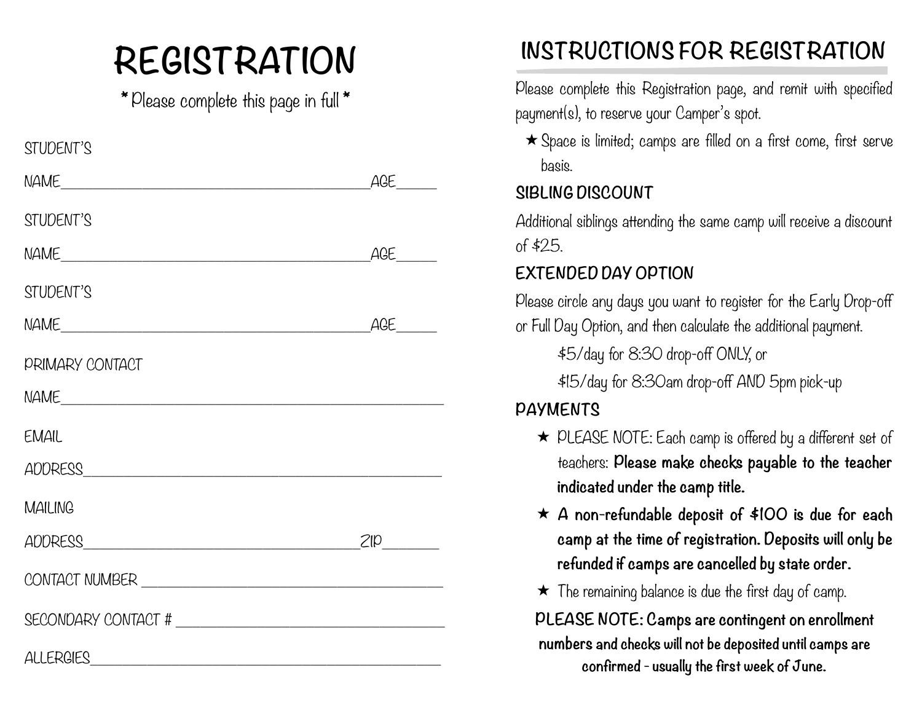# REGISTRATION

*\* Please complete this page in full \**

STUDENT'S NAME_______________________________________AGE_____

STUDENT'S NAME_______________________________________AGE_____

STUDENT'S NAME_______________________________________AGE_____

PRIMARY CONTACT NAME_______________________________________________

EMAIL ADDRESS_____________________________________________

MAILING ADDRESS_________________________________ZIP_______

CONTACT NUMBER ____________________________________

SECONDARY CONTACT # ______________________________

ALLERGIES_____________________________________________

# INSTRUCTIONS FOR REGISTRATION

Please complete this Registration page, and remit with specified payment(s), to reserve your Camper's spot.

- ★ Space is limited; camps are filled on a first come, first serve basis.

## SIBLING DISCOUNT

Additional siblings attending the same camp will receive a discount of $25.

## EXTENDED DAY OPTION

Please circle any days you want to register for the Early Drop-off or Full Day Option, and then calculate the additional payment.

$5/day for 8:30 drop-off ONLY, or

$15/day for 8:30am drop-off AND 5pm pick-up

## PAYMENTS

- ★ PLEASE NOTE: Each camp is offered by a different set of teachers: **Please make checks payable to the teacher indicated under the camp title.**
- ★ **A non-refundable deposit of $100 is due for each camp at the time of registration. Deposits will only be refunded if camps are cancelled by state order.**
- ★ The remaining balance is due the first day of camp.

**PLEASE NOTE: Camps are contingent on enrollment numbers and checks will not be deposited until camps are confirmed - usually the first week of June.**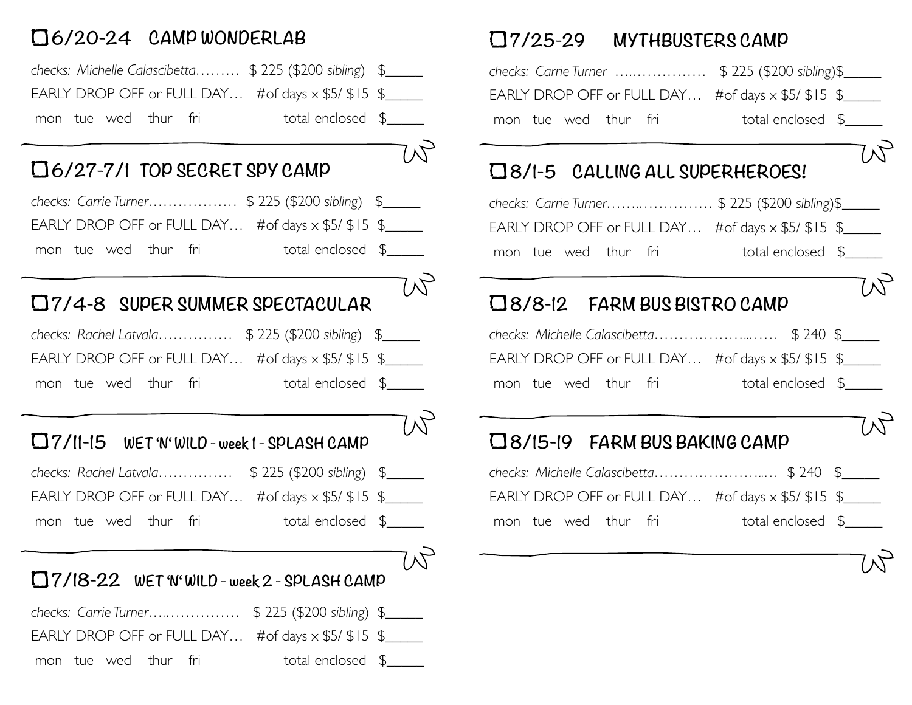## ☐ 6/20-24 CAMP WONDERLAB

*checks: Michelle Calascibetta*……… $ 225 ($200 *sibling*) $_____

EARLY DROP OFF or FULL DAY… #of days x $5/ $15 $_____

mon tue wed thur fri total enclosed $_____

## ☐ 6/27-7/1 TOP SECRET SPY CAMP

*checks: Carrie Turner*……………… $ 225 ($200 *sibling*) $_____

EARLY DROP OFF or FULL DAY… #of days x $5/ $15 $_____

mon tue wed thur fri total enclosed $_____

## ☐ 7/4-8 SUPER SUMMER SPECTACULAR

*checks: Rachel Latvala*…………… $ 225 ($200 *sibling*) $_____

EARLY DROP OFF or FULL DAY… #of days x $5/ $15 $_____

mon tue wed thur fri total enclosed $_____

## ☐ 7/11-15 WET 'N' WILD - week 1 - SPLASH CAMP

*checks: Rachel Latvala*…………… $ 225 ($200 *sibling*) $_____

EARLY DROP OFF or FULL DAY… #of days x $5/ $15 $_____

mon tue wed thur fri total enclosed $_____

## ☐ 7/18-22 WET 'N' WILD - week 2 - SPLASH CAMP

*checks: Carrie Turner*……………… $ 225 ($200 *sibling*) $_____

EARLY DROP OFF or FULL DAY… #of days x $5/ $15 $_____

mon tue wed thur fri total enclosed $_____

## ☐ 7/25-29 MYTHBUSTERS CAMP

*checks: Carrie Turner* ……………… $ 225 ($200 *sibling*)$_____

EARLY DROP OFF or FULL DAY… #of days x $5/ $15 $_____

mon tue wed thur fri total enclosed $_____

## ☐ 8/1-5 CALLING ALL SUPERHEROES!

*checks: Carrie Turner*……………… $ 225 ($200 *sibling*)$_____

EARLY DROP OFF or FULL DAY… #of days x $5/ $15 $_____

mon tue wed thur fri total enclosed $_____

## ☐ 8/8-12 FARM BUS BISTRO CAMP

*checks: Michelle Calascibetta*……………………… $ 240 $_____

EARLY DROP OFF or FULL DAY… #of days x $5/ $15 $_____

mon tue wed thur fri total enclosed $_____

## ☐ 8/15-19 FARM BUS BAKING CAMP

*checks: Michelle Calascibetta*……………………… $ 240 $_____

EARLY DROP OFF or FULL DAY… #of days x $5/ $15 $_____

mon tue wed thur fri total enclosed $_____